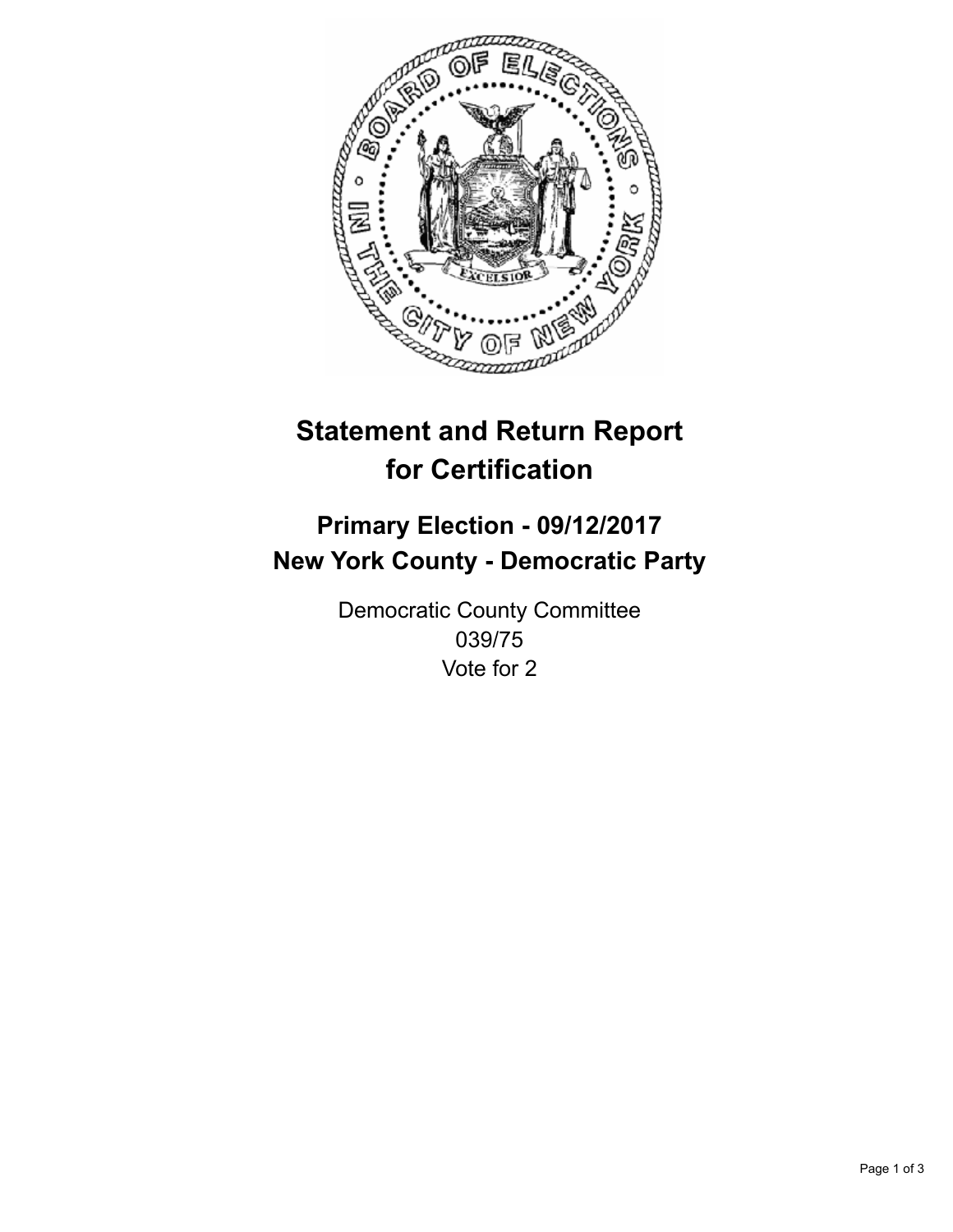# Statement and Return Report for Certification

## Primary Election - 09/12/2017
## New York County - Democratic Party

Democratic County Committee
039/75
Vote for 2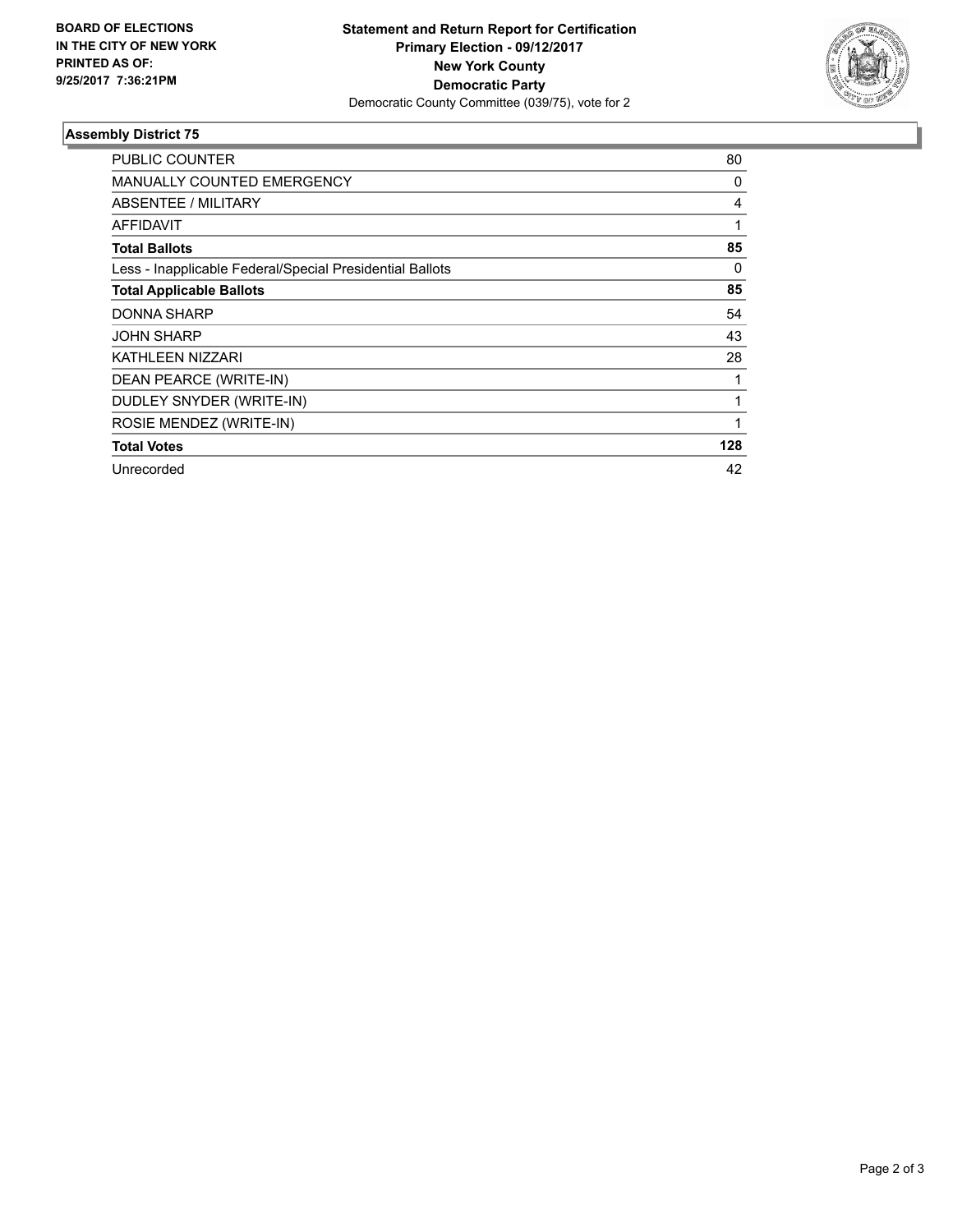**BOARD OF ELECTIONS IN THE CITY OF NEW YORK PRINTED AS OF: 9/25/2017 7:36:21PM**

**Statement and Return Report for Certification**
**Primary Election - 09/12/2017**
**New York County**
**Democratic Party**
Democratic County Committee (039/75), vote for 2

### Assembly District 75

| | |
|---|---|
| PUBLIC COUNTER | 80 |
| MANUALLY COUNTED EMERGENCY | 0 |
| ABSENTEE / MILITARY | 4 |
| AFFIDAVIT | 1 |
| **Total Ballots** | **85** |
| Less - Inapplicable Federal/Special Presidential Ballots | 0 |
| **Total Applicable Ballots** | **85** |
| DONNA SHARP | 54 |
| JOHN SHARP | 43 |
| KATHLEEN NIZZARI | 28 |
| DEAN PEARCE (WRITE-IN) | 1 |
| DUDLEY SNYDER (WRITE-IN) | 1 |
| ROSIE MENDEZ (WRITE-IN) | 1 |
| **Total Votes** | **128** |
| Unrecorded | 42 |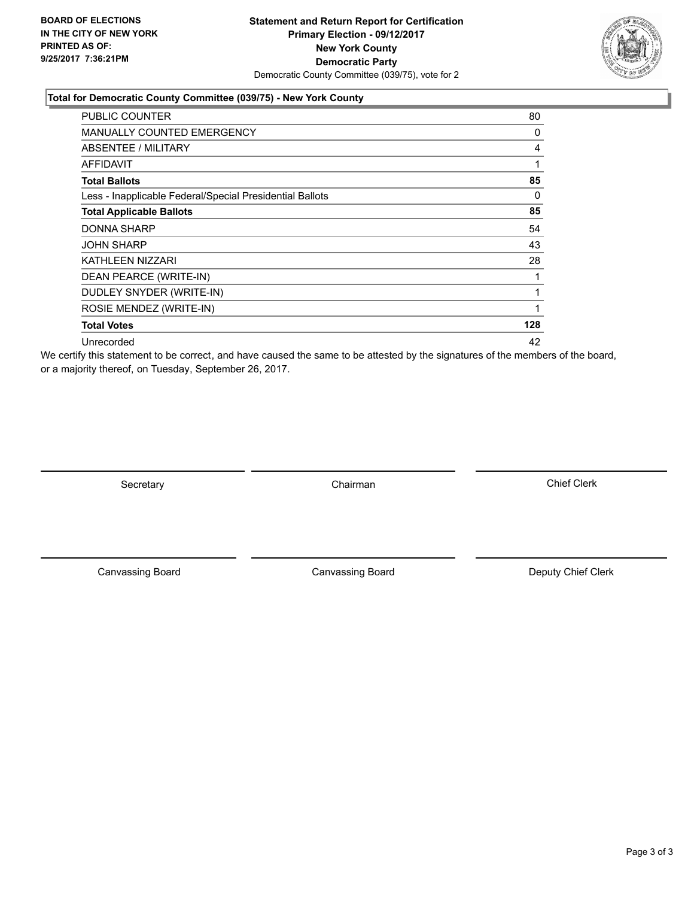**BOARD OF ELECTIONS IN THE CITY OF NEW YORK PRINTED AS OF: 9/25/2017 7:36:21PM**

**Statement and Return Report for Certification Primary Election - 09/12/2017 New York County Democratic Party**

Democratic County Committee (039/75), vote for 2

**Total for Democratic County Committee (039/75) - New York County**

| | |
|---|---|
| PUBLIC COUNTER | 80 |
| MANUALLY COUNTED EMERGENCY | 0 |
| ABSENTEE / MILITARY | 4 |
| AFFIDAVIT | 1 |
| **Total Ballots** | **85** |
| Less - Inapplicable Federal/Special Presidential Ballots | 0 |
| **Total Applicable Ballots** | **85** |
| DONNA SHARP | 54 |
| JOHN SHARP | 43 |
| KATHLEEN NIZZARI | 28 |
| DEAN PEARCE (WRITE-IN) | 1 |
| DUDLEY SNYDER (WRITE-IN) | 1 |
| ROSIE MENDEZ (WRITE-IN) | 1 |
| **Total Votes** | **128** |
| Unrecorded | 42 |

We certify this statement to be correct, and have caused the same to be attested by the signatures of the members of the board, or a majority thereof, on Tuesday, September 26, 2017.

Secretary

Chairman

Chief Clerk

Canvassing Board

Canvassing Board

Deputy Chief Clerk